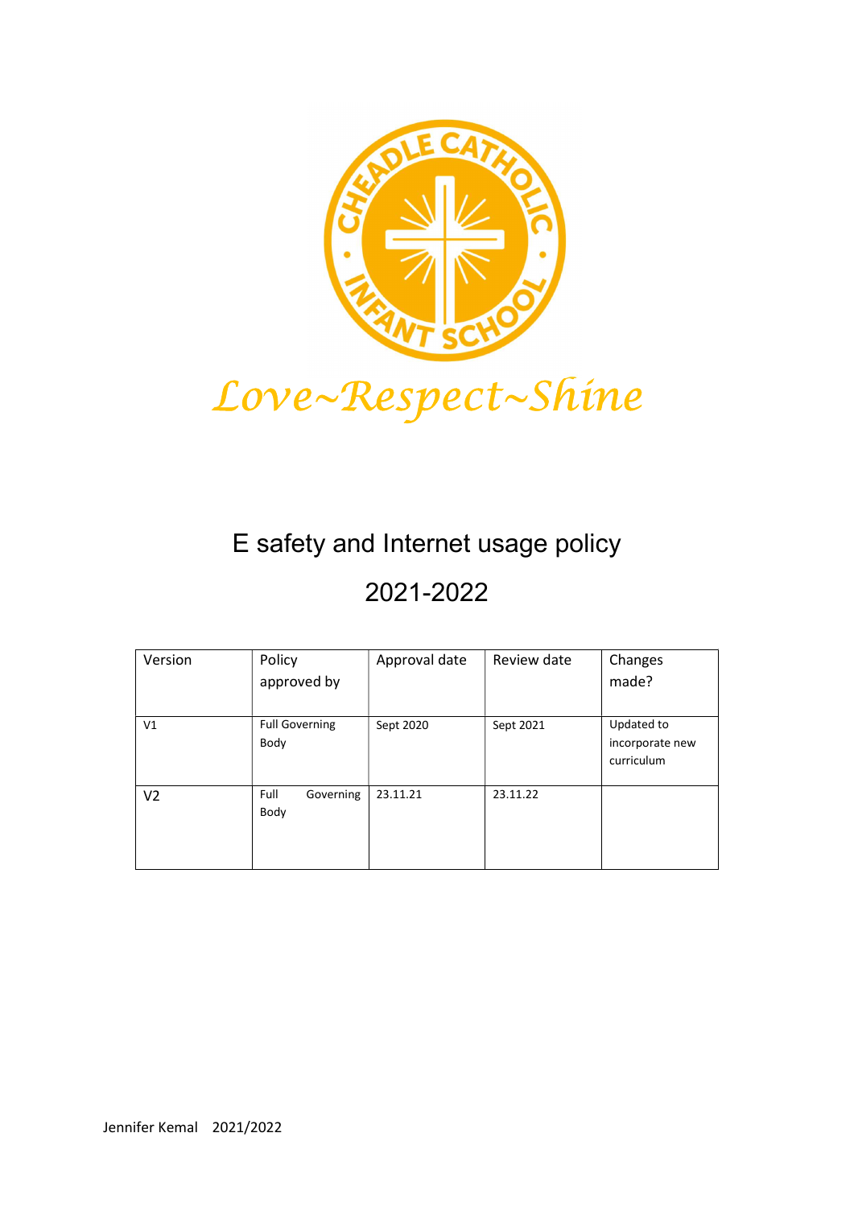*Love~Respect~Shine*

# E safety and Internet usage policy

## 2021-2022

| Version | Policy approved by | Approval date | Review date | Changes made? |
| --- | --- | --- | --- | --- |
| V1 | Full Governing Body | Sept 2020 | Sept 2021 | Updated to incorporate new curriculum |
| V2 | Full Governing Body | 23.11.21 | 23.11.22 | |

Jennifer Kemal 2021/2022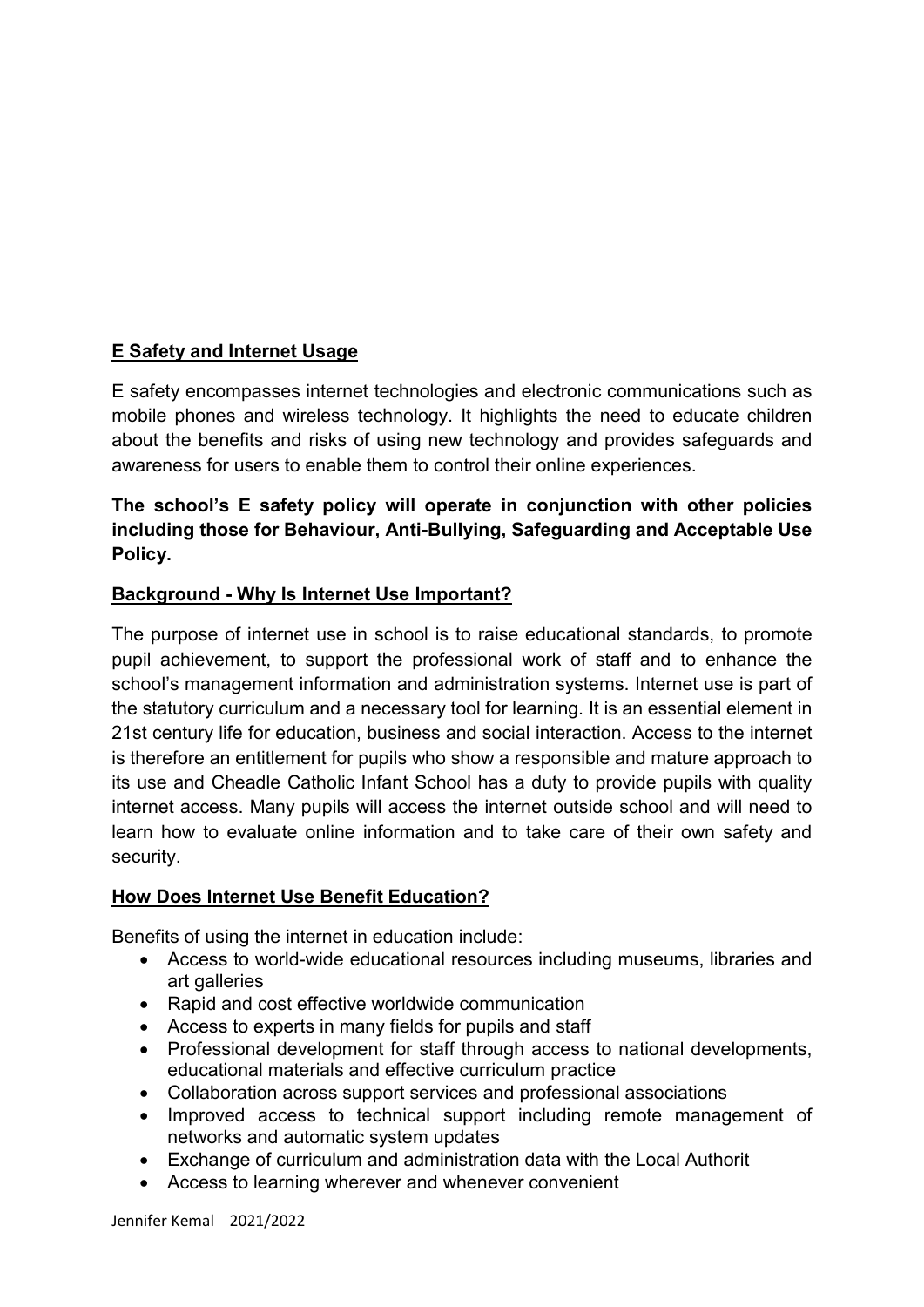## E Safety and Internet Usage

E safety encompasses internet technologies and electronic communications such as mobile phones and wireless technology. It highlights the need to educate children about the benefits and risks of using new technology and provides safeguards and awareness for users to enable them to control their online experiences.

**The school's E safety policy will operate in conjunction with other policies including those for Behaviour, Anti-Bullying, Safeguarding and Acceptable Use Policy.**

## Background - Why Is Internet Use Important?

The purpose of internet use in school is to raise educational standards, to promote pupil achievement, to support the professional work of staff and to enhance the school's management information and administration systems. Internet use is part of the statutory curriculum and a necessary tool for learning. It is an essential element in 21st century life for education, business and social interaction. Access to the internet is therefore an entitlement for pupils who show a responsible and mature approach to its use and Cheadle Catholic Infant School has a duty to provide pupils with quality internet access. Many pupils will access the internet outside school and will need to learn how to evaluate online information and to take care of their own safety and security.

## How Does Internet Use Benefit Education?

Benefits of using the internet in education include:

- Access to world-wide educational resources including museums, libraries and art galleries
- Rapid and cost effective worldwide communication
- Access to experts in many fields for pupils and staff
- Professional development for staff through access to national developments, educational materials and effective curriculum practice
- Collaboration across support services and professional associations
- Improved access to technical support including remote management of networks and automatic system updates
- Exchange of curriculum and administration data with the Local Authorit
- Access to learning wherever and whenever convenient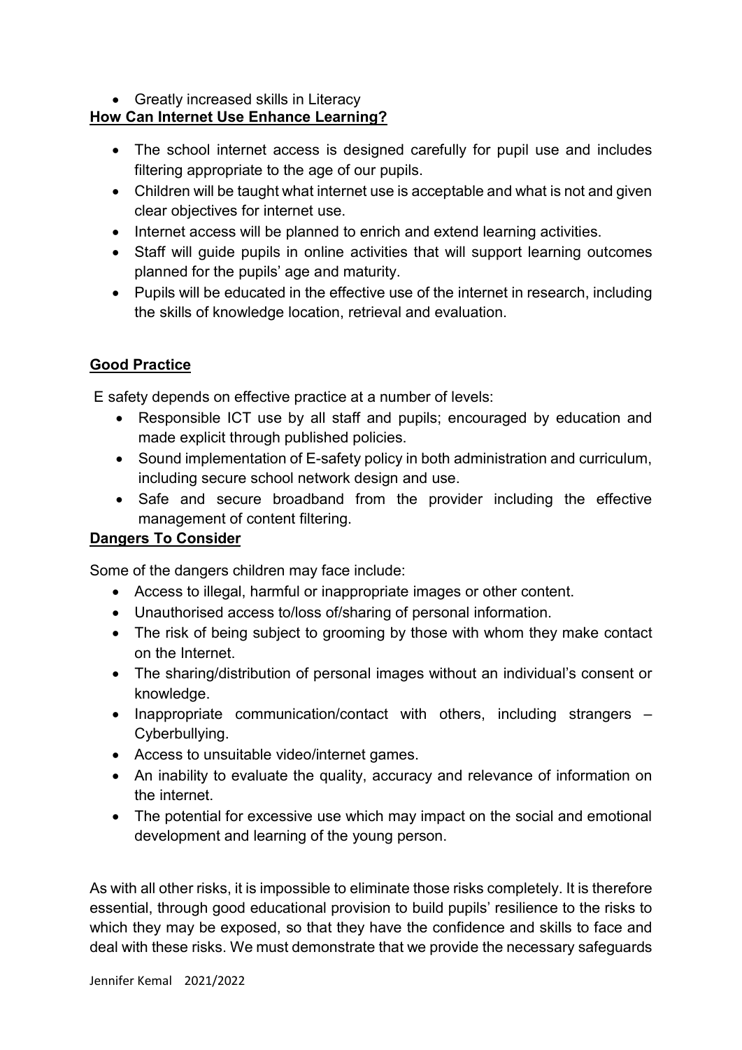- Greatly increased skills in Literacy

**How Can Internet Use Enhance Learning?**

- The school internet access is designed carefully for pupil use and includes filtering appropriate to the age of our pupils.
- Children will be taught what internet use is acceptable and what is not and given clear objectives for internet use.
- Internet access will be planned to enrich and extend learning activities.
- Staff will guide pupils in online activities that will support learning outcomes planned for the pupils' age and maturity.
- Pupils will be educated in the effective use of the internet in research, including the skills of knowledge location, retrieval and evaluation.

**Good Practice**

E safety depends on effective practice at a number of levels:

- Responsible ICT use by all staff and pupils; encouraged by education and made explicit through published policies.
- Sound implementation of E-safety policy in both administration and curriculum, including secure school network design and use.
- Safe and secure broadband from the provider including the effective management of content filtering.

**Dangers To Consider**

Some of the dangers children may face include:

- Access to illegal, harmful or inappropriate images or other content.
- Unauthorised access to/loss of/sharing of personal information.
- The risk of being subject to grooming by those with whom they make contact on the Internet.
- The sharing/distribution of personal images without an individual's consent or knowledge.
- Inappropriate communication/contact with others, including strangers – Cyberbullying.
- Access to unsuitable video/internet games.
- An inability to evaluate the quality, accuracy and relevance of information on the internet.
- The potential for excessive use which may impact on the social and emotional development and learning of the young person.

As with all other risks, it is impossible to eliminate those risks completely. It is therefore essential, through good educational provision to build pupils' resilience to the risks to which they may be exposed, so that they have the confidence and skills to face and deal with these risks. We must demonstrate that we provide the necessary safeguards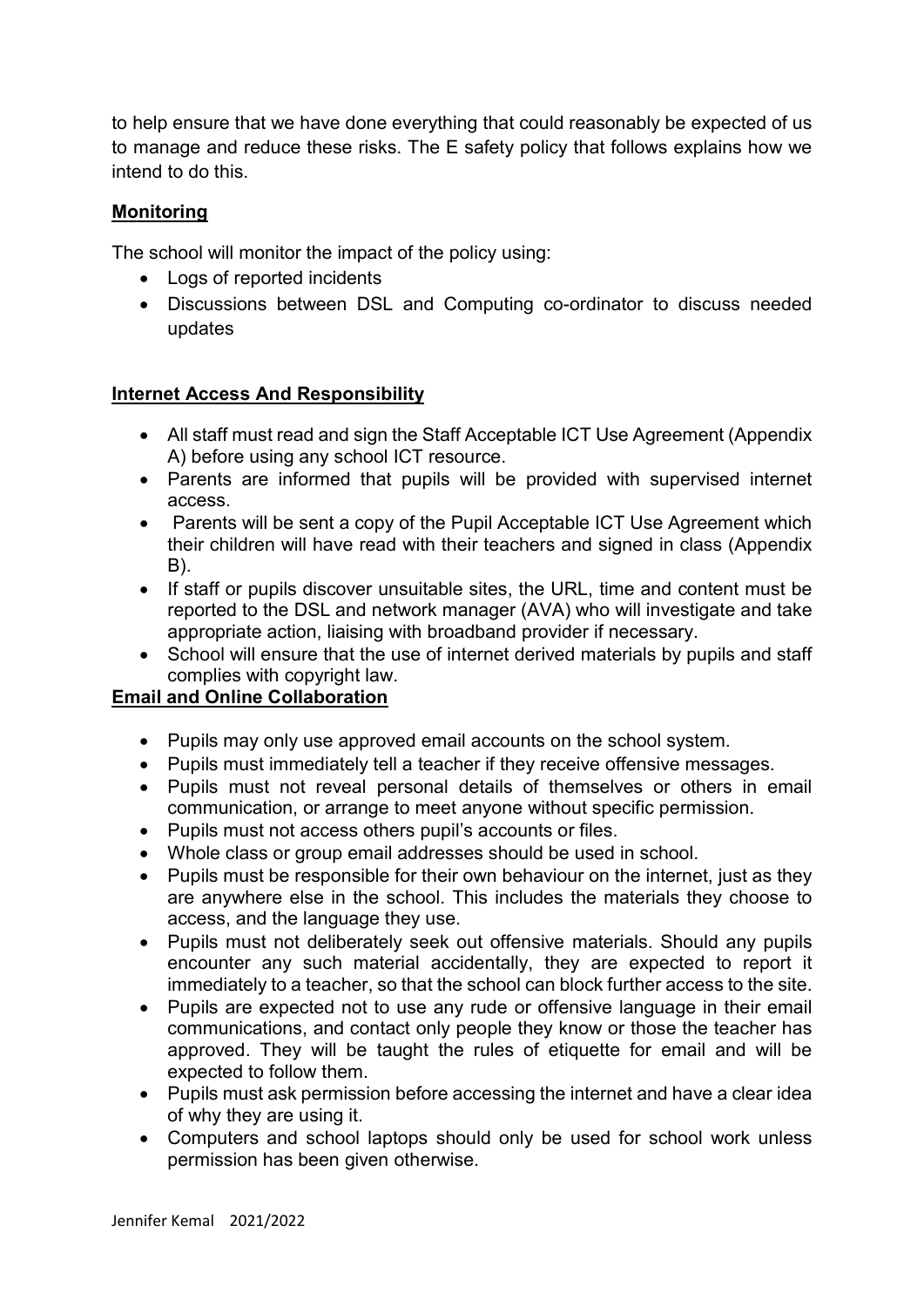to help ensure that we have done everything that could reasonably be expected of us to manage and reduce these risks. The E safety policy that follows explains how we intend to do this.

## Monitoring

The school will monitor the impact of the policy using:

- Logs of reported incidents
- Discussions between DSL and Computing co-ordinator to discuss needed updates

## Internet Access And Responsibility

- All staff must read and sign the Staff Acceptable ICT Use Agreement (Appendix A) before using any school ICT resource.
- Parents are informed that pupils will be provided with supervised internet access.
- Parents will be sent a copy of the Pupil Acceptable ICT Use Agreement which their children will have read with their teachers and signed in class (Appendix B).
- If staff or pupils discover unsuitable sites, the URL, time and content must be reported to the DSL and network manager (AVA) who will investigate and take appropriate action, liaising with broadband provider if necessary.
- School will ensure that the use of internet derived materials by pupils and staff complies with copyright law.

## Email and Online Collaboration

- Pupils may only use approved email accounts on the school system.
- Pupils must immediately tell a teacher if they receive offensive messages.
- Pupils must not reveal personal details of themselves or others in email communication, or arrange to meet anyone without specific permission.
- Pupils must not access others pupil's accounts or files.
- Whole class or group email addresses should be used in school.
- Pupils must be responsible for their own behaviour on the internet, just as they are anywhere else in the school. This includes the materials they choose to access, and the language they use.
- Pupils must not deliberately seek out offensive materials. Should any pupils encounter any such material accidentally, they are expected to report it immediately to a teacher, so that the school can block further access to the site.
- Pupils are expected not to use any rude or offensive language in their email communications, and contact only people they know or those the teacher has approved. They will be taught the rules of etiquette for email and will be expected to follow them.
- Pupils must ask permission before accessing the internet and have a clear idea of why they are using it.
- Computers and school laptops should only be used for school work unless permission has been given otherwise.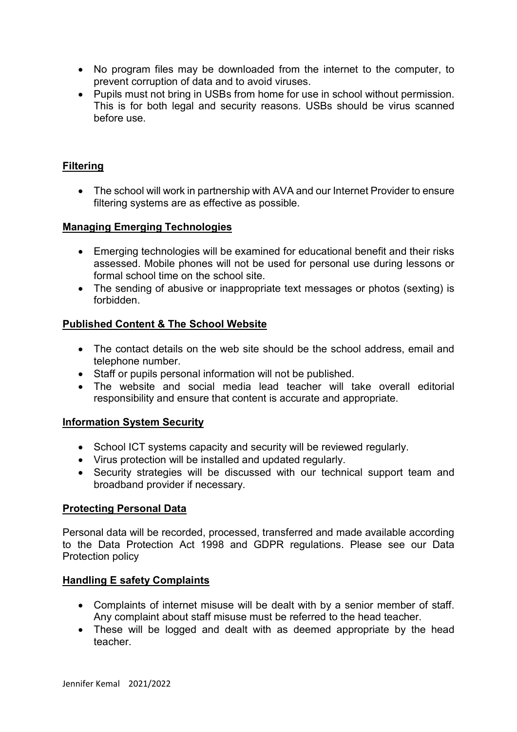- No program files may be downloaded from the internet to the computer, to prevent corruption of data and to avoid viruses.
- Pupils must not bring in USBs from home for use in school without permission. This is for both legal and security reasons. USBs should be virus scanned before use.

## Filtering

- The school will work in partnership with AVA and our Internet Provider to ensure filtering systems are as effective as possible.

## Managing Emerging Technologies

- Emerging technologies will be examined for educational benefit and their risks assessed. Mobile phones will not be used for personal use during lessons or formal school time on the school site.
- The sending of abusive or inappropriate text messages or photos (sexting) is forbidden.

## Published Content & The School Website

- The contact details on the web site should be the school address, email and telephone number.
- Staff or pupils personal information will not be published.
- The website and social media lead teacher will take overall editorial responsibility and ensure that content is accurate and appropriate.

## Information System Security

- School ICT systems capacity and security will be reviewed regularly.
- Virus protection will be installed and updated regularly.
- Security strategies will be discussed with our technical support team and broadband provider if necessary.

## Protecting Personal Data

Personal data will be recorded, processed, transferred and made available according to the Data Protection Act 1998 and GDPR regulations. Please see our Data Protection policy

## Handling E safety Complaints

- Complaints of internet misuse will be dealt with by a senior member of staff. Any complaint about staff misuse must be referred to the head teacher.
- These will be logged and dealt with as deemed appropriate by the head teacher.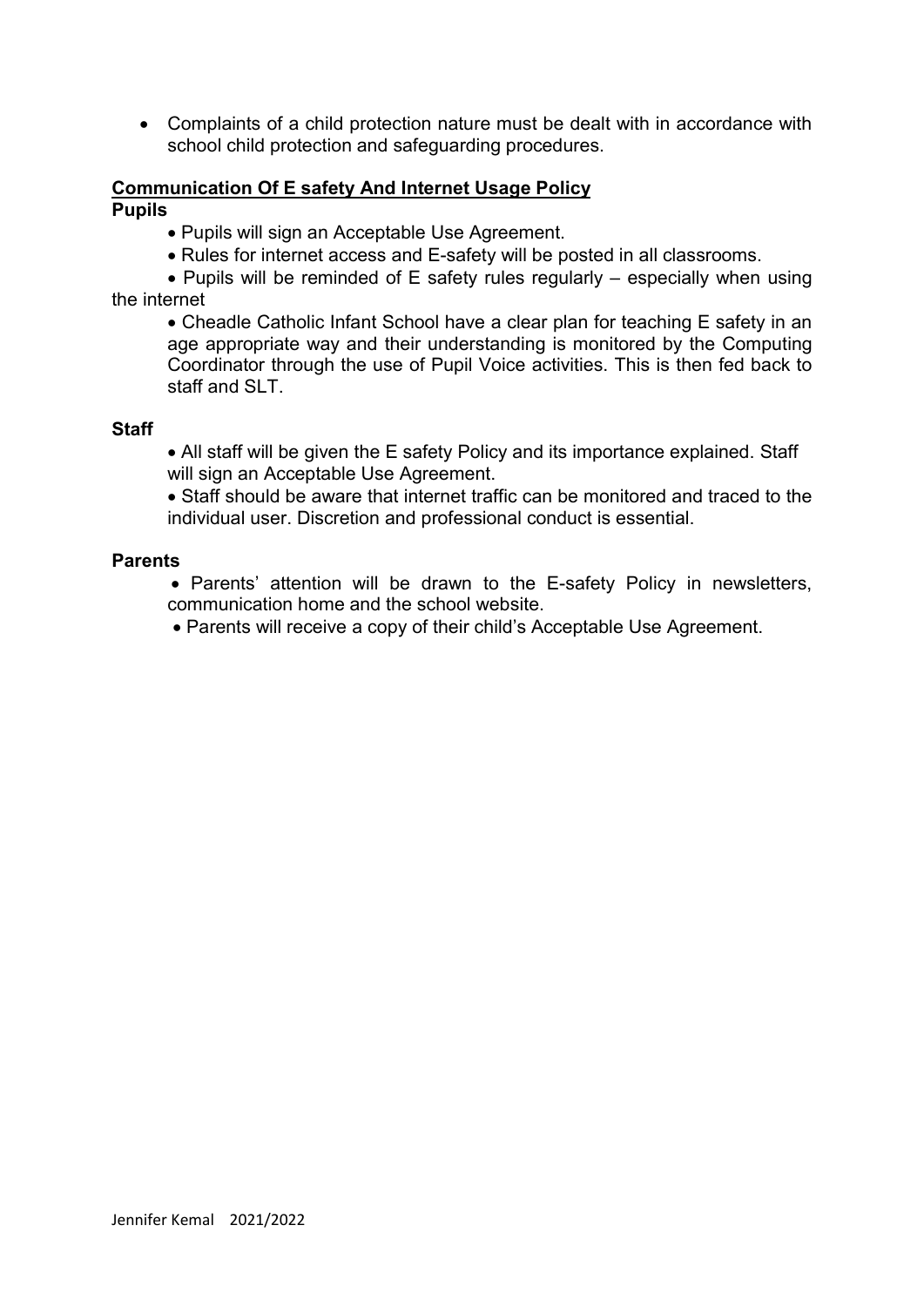- Complaints of a child protection nature must be dealt with in accordance with school child protection and safeguarding procedures.

## Communication Of E safety And Internet Usage Policy

**Pupils**

- Pupils will sign an Acceptable Use Agreement.
- Rules for internet access and E-safety will be posted in all classrooms.
- Pupils will be reminded of E safety rules regularly – especially when using the internet
- Cheadle Catholic Infant School have a clear plan for teaching E safety in an age appropriate way and their understanding is monitored by the Computing Coordinator through the use of Pupil Voice activities. This is then fed back to staff and SLT.

**Staff**

- All staff will be given the E safety Policy and its importance explained. Staff will sign an Acceptable Use Agreement.
- Staff should be aware that internet traffic can be monitored and traced to the individual user. Discretion and professional conduct is essential.

**Parents**

- Parents' attention will be drawn to the E-safety Policy in newsletters, communication home and the school website.
- Parents will receive a copy of their child's Acceptable Use Agreement.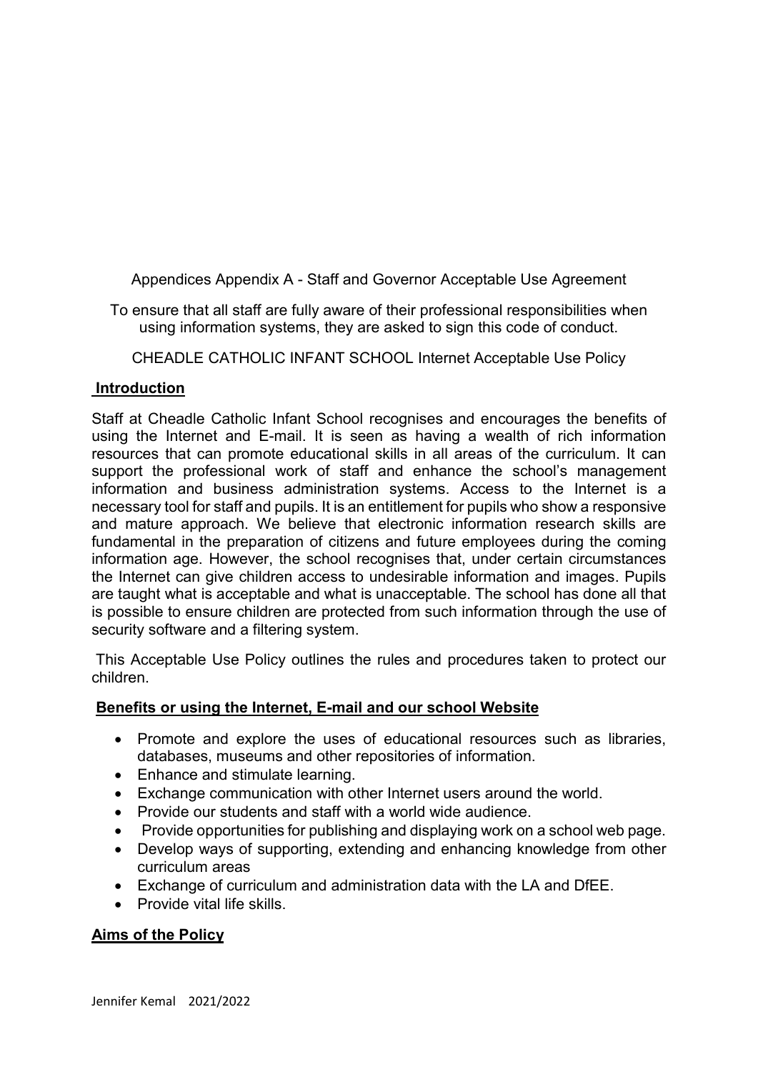Appendices Appendix A - Staff and Governor Acceptable Use Agreement

To ensure that all staff are fully aware of their professional responsibilities when using information systems, they are asked to sign this code of conduct.

CHEADLE CATHOLIC INFANT SCHOOL Internet Acceptable Use Policy

## **Introduction**

Staff at Cheadle Catholic Infant School recognises and encourages the benefits of using the Internet and E-mail. It is seen as having a wealth of rich information resources that can promote educational skills in all areas of the curriculum. It can support the professional work of staff and enhance the school's management information and business administration systems. Access to the Internet is a necessary tool for staff and pupils. It is an entitlement for pupils who show a responsive and mature approach. We believe that electronic information research skills are fundamental in the preparation of citizens and future employees during the coming information age. However, the school recognises that, under certain circumstances the Internet can give children access to undesirable information and images. Pupils are taught what is acceptable and what is unacceptable. The school has done all that is possible to ensure children are protected from such information through the use of security software and a filtering system.

This Acceptable Use Policy outlines the rules and procedures taken to protect our children.

## **Benefits or using the Internet, E-mail and our school Website**

- Promote and explore the uses of educational resources such as libraries, databases, museums and other repositories of information.
- Enhance and stimulate learning.
- Exchange communication with other Internet users around the world.
- Provide our students and staff with a world wide audience.
- Provide opportunities for publishing and displaying work on a school web page.
- Develop ways of supporting, extending and enhancing knowledge from other curriculum areas
- Exchange of curriculum and administration data with the LA and DfEE.
- Provide vital life skills.

## **Aims of the Policy**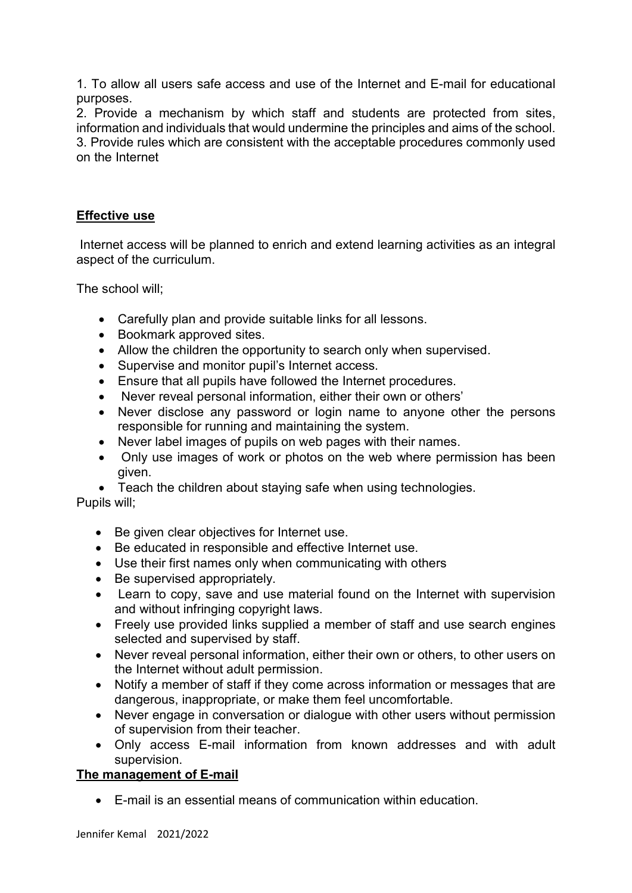1. To allow all users safe access and use of the Internet and E-mail for educational purposes.
2. Provide a mechanism by which staff and students are protected from sites, information and individuals that would undermine the principles and aims of the school.
3. Provide rules which are consistent with the acceptable procedures commonly used on the Internet

## Effective use

Internet access will be planned to enrich and extend learning activities as an integral aspect of the curriculum.

The school will;

- Carefully plan and provide suitable links for all lessons.
- Bookmark approved sites.
- Allow the children the opportunity to search only when supervised.
- Supervise and monitor pupil's Internet access.
- Ensure that all pupils have followed the Internet procedures.
- Never reveal personal information, either their own or others'
- Never disclose any password or login name to anyone other the persons responsible for running and maintaining the system.
- Never label images of pupils on web pages with their names.
- Only use images of work or photos on the web where permission has been given.
- Teach the children about staying safe when using technologies.

Pupils will;

- Be given clear objectives for Internet use.
- Be educated in responsible and effective Internet use.
- Use their first names only when communicating with others
- Be supervised appropriately.
- Learn to copy, save and use material found on the Internet with supervision and without infringing copyright laws.
- Freely use provided links supplied a member of staff and use search engines selected and supervised by staff.
- Never reveal personal information, either their own or others, to other users on the Internet without adult permission.
- Notify a member of staff if they come across information or messages that are dangerous, inappropriate, or make them feel uncomfortable.
- Never engage in conversation or dialogue with other users without permission of supervision from their teacher.
- Only access E-mail information from known addresses and with adult supervision.

## The management of E-mail

- E-mail is an essential means of communication within education.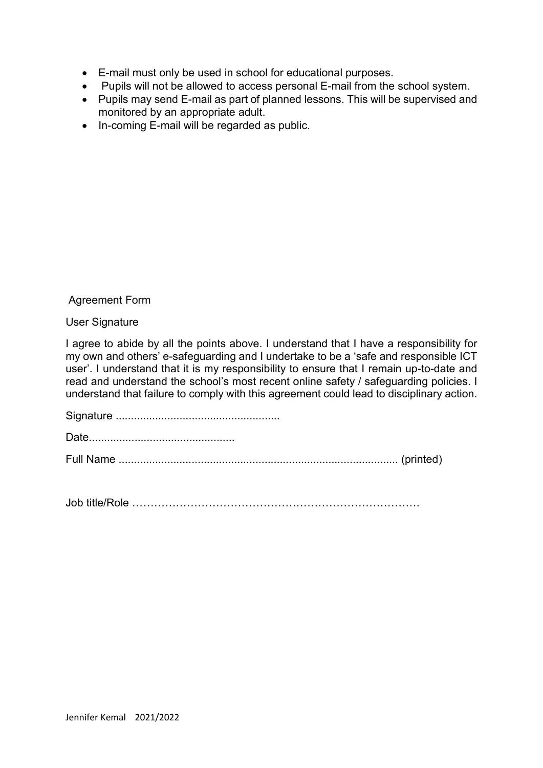- E-mail must only be used in school for educational purposes.
- Pupils will not be allowed to access personal E-mail from the school system.
- Pupils may send E-mail as part of planned lessons. This will be supervised and monitored by an appropriate adult.
- In-coming E-mail will be regarded as public.

Agreement Form

User Signature

I agree to abide by all the points above. I understand that I have a responsibility for my own and others' e-safeguarding and I undertake to be a 'safe and responsible ICT user'. I understand that it is my responsibility to ensure that I remain up-to-date and read and understand the school's most recent online safety / safeguarding policies. I understand that failure to comply with this agreement could lead to disciplinary action.

Signature .....................................................

Date...............................................

Full Name ......................................................................................... (printed)

Job title/Role …………………………………………………………………….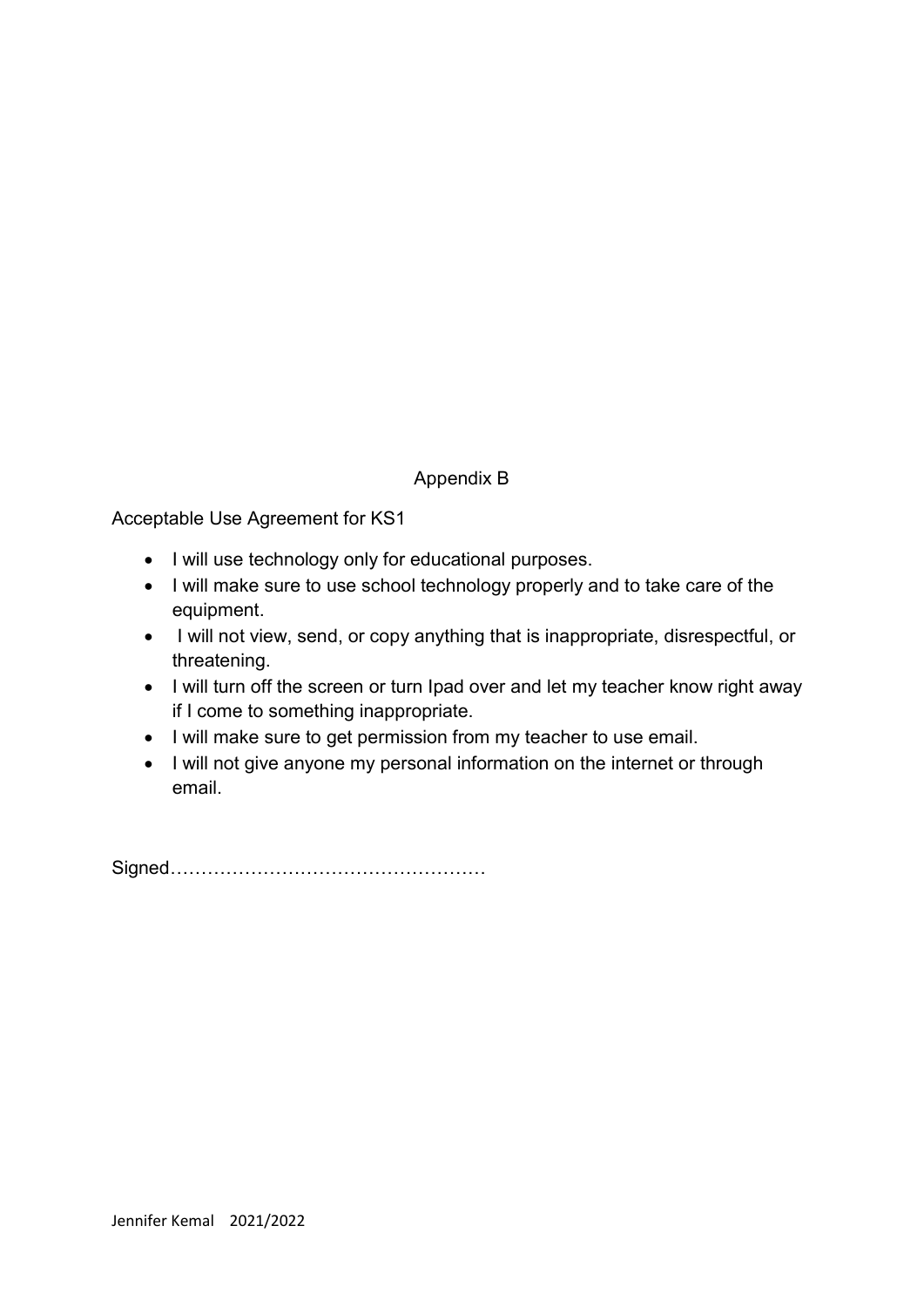## Appendix B

Acceptable Use Agreement for KS1

- I will use technology only for educational purposes.
- I will make sure to use school technology properly and to take care of the equipment.
- I will not view, send, or copy anything that is inappropriate, disrespectful, or threatening.
- I will turn off the screen or turn Ipad over and let my teacher know right away if I come to something inappropriate.
- I will make sure to get permission from my teacher to use email.
- I will not give anyone my personal information on the internet or through email.

Signed……………………………………………